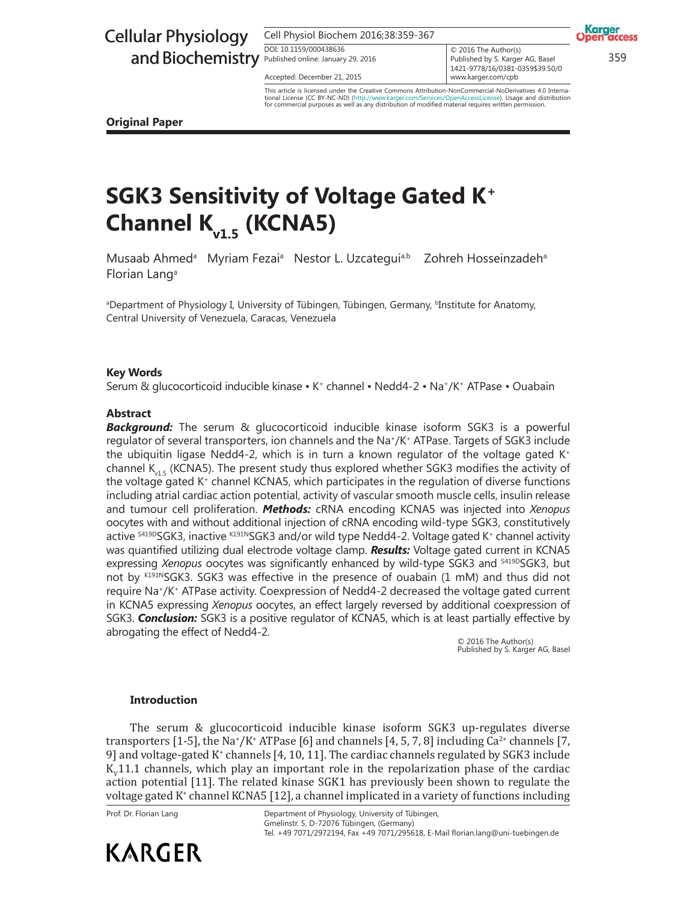**Original Paper**

# SGK3 Sensitivity of Voltage Gated $K^+$ Channel $K_{v1.5}$ (KCNA5)

Musaab Ahmed[a] Myriam Fezai[a] Nestor L. Uzcategui[a,b] Zohreh Hosseinzadeh[a] Florian Lang[a]

[a]Department of Physiology I, University of Tübingen, Tübingen, Germany, [b]Institute for Anatomy, Central University of Venezuela, Caracas, Venezuela

### Key Words

Serum & glucocorticoid inducible kinase • $K^+$ channel • Nedd4-2 • $Na^+/K^+$ ATPase • Ouabain

### Abstract

***Background:*** The serum & glucocorticoid inducible kinase isoform SGK3 is a powerful regulator of several transporters, ion channels and the $Na^+/K^+$ ATPase. Targets of SGK3 include the ubiquitin ligase Nedd4-2, which is in turn a known regulator of the voltage gated $K^+$ channel $K_{v1.5}$ (KCNA5). The present study thus explored whether SGK3 modifies the activity of the voltage gated $K^+$ channel KCNA5, which participates in the regulation of diverse functions including atrial cardiac action potential, activity of vascular smooth muscle cells, insulin release and tumour cell proliferation. ***Methods:*** cRNA encoding KCNA5 was injected into *Xenopus* oocytes with and without additional injection of cRNA encoding wild-type SGK3, constitutively active $^{S419D}$SGK3, inactive $^{K191N}$SGK3 and/or wild type Nedd4-2. Voltage gated $K^+$ channel activity was quantified utilizing dual electrode voltage clamp. ***Results:*** Voltage gated current in KCNA5 expressing *Xenopus* oocytes was significantly enhanced by wild-type SGK3 and $^{S419D}$SGK3, but not by $^{K191N}$SGK3. SGK3 was effective in the presence of ouabain (1 mM) and thus did not require $Na^+/K^+$ ATPase activity. Coexpression of Nedd4-2 decreased the voltage gated current in KCNA5 expressing *Xenopus* oocytes, an effect largely reversed by additional coexpression of SGK3. ***Conclusion:*** SGK3 is a positive regulator of KCNA5, which is at least partially effective by abrogating the effect of Nedd4-2.

© 2016 The Author(s)
Published by S. Karger AG, Basel

### Introduction

The serum & glucocorticoid inducible kinase isoform SGK3 up-regulates diverse transporters [1-5], the $Na^+/K^+$ ATPase [6] and channels [4, 5, 7, 8] including $Ca^{2+}$ channels [7, 9] and voltage-gated $K^+$ channels [4, 10, 11]. The cardiac channels regulated by SGK3 include $K_V$11.1 channels, which play an important role in the repolarization phase of the cardiac action potential [11]. The related kinase SGK1 has previously been shown to regulate the voltage gated $K^+$ channel KCNA5 [12], a channel implicated in a variety of functions including

Prof. Dr. Florian Lang

Department of Physiology, University of Tübingen,
Gmelinstr. 5, D-72076 Tübingen, (Germany)
Tel. +49 7071/2972194, Fax +49 7071/295618, E-Mail florian.lang@uni-tuebingen.de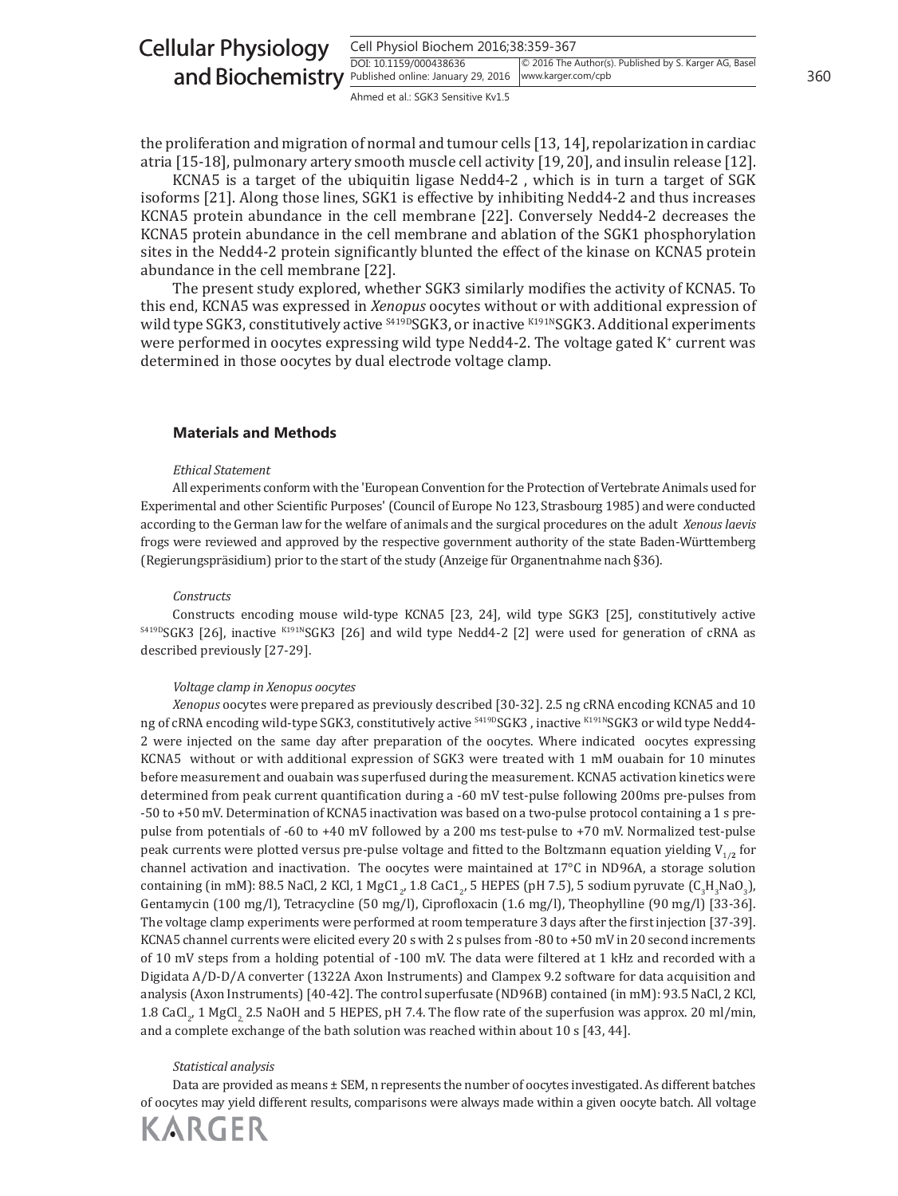the proliferation and migration of normal and tumour cells [13, 14], repolarization in cardiac atria [15-18], pulmonary artery smooth muscle cell activity [19, 20], and insulin release [12].

KCNA5 is a target of the ubiquitin ligase Nedd4-2 , which is in turn a target of SGK isoforms [21]. Along those lines, SGK1 is effective by inhibiting Nedd4-2 and thus increases KCNA5 protein abundance in the cell membrane [22]. Conversely Nedd4-2 decreases the KCNA5 protein abundance in the cell membrane and ablation of the SGK1 phosphorylation sites in the Nedd4-2 protein significantly blunted the effect of the kinase on KCNA5 protein abundance in the cell membrane [22].

The present study explored, whether SGK3 similarly modifies the activity of KCNA5. To this end, KCNA5 was expressed in *Xenopus* oocytes without or with additional expression of wild type SGK3, constitutively active $^{S419D}$SGK3, or inactive $^{K191N}$SGK3. Additional experiments were performed in oocytes expressing wild type Nedd4-2. The voltage gated $K^+$ current was determined in those oocytes by dual electrode voltage clamp.

## Materials and Methods

*Ethical Statement*

All experiments conform with the 'European Convention for the Protection of Vertebrate Animals used for Experimental and other Scientific Purposes' (Council of Europe No 123, Strasbourg 1985) and were conducted according to the German law for the welfare of animals and the surgical procedures on the adult *Xenous laevis* frogs were reviewed and approved by the respective government authority of the state Baden-Württemberg (Regierungspräsidium) prior to the start of the study (Anzeige für Organentnahme nach §36).

*Constructs*

Constructs encoding mouse wild-type KCNA5 [23, 24], wild type SGK3 [25], constitutively active $^{S419D}$SGK3 [26], inactive $^{K191N}$SGK3 [26] and wild type Nedd4-2 [2] were used for generation of cRNA as described previously [27-29].

*Voltage clamp in Xenopus oocytes*

*Xenopus* oocytes were prepared as previously described [30-32]. 2.5 ng cRNA encoding KCNA5 and 10 ng of cRNA encoding wild-type SGK3, constitutively active $^{S419D}$SGK3 , inactive $^{K191N}$SGK3 or wild type Nedd4-2 were injected on the same day after preparation of the oocytes. Where indicated oocytes expressing KCNA5 without or with additional expression of SGK3 were treated with 1 mM ouabain for 10 minutes before measurement and ouabain was superfused during the measurement. KCNA5 activation kinetics were determined from peak current quantification during a -60 mV test-pulse following 200ms pre-pulses from -50 to +50 mV. Determination of KCNA5 inactivation was based on a two-pulse protocol containing a 1 s pre-pulse from potentials of -60 to +40 mV followed by a 200 ms test-pulse to +70 mV. Normalized test-pulse peak currents were plotted versus pre-pulse voltage and fitted to the Boltzmann equation yielding $V_{1/2}$ for channel activation and inactivation. The oocytes were maintained at 17°C in ND96A, a storage solution containing (in mM): 88.5 NaCl, 2 KCl, 1 $MgCl_2$, 1.8 $CaCl_2$, 5 HEPES (pH 7.5), 5 sodium pyruvate ($C_3H_3NaO_3$), Gentamycin (100 mg/l), Tetracycline (50 mg/l), Ciprofloxacin (1.6 mg/l), Theophylline (90 mg/l) [33-36]. The voltage clamp experiments were performed at room temperature 3 days after the first injection [37-39]. KCNA5 channel currents were elicited every 20 s with 2 s pulses from -80 to +50 mV in 20 second increments of 10 mV steps from a holding potential of -100 mV. The data were filtered at 1 kHz and recorded with a Digidata A/D-D/A converter (1322A Axon Instruments) and Clampex 9.2 software for data acquisition and analysis (Axon Instruments) [40-42]. The control superfusate (ND96B) contained (in mM): 93.5 NaCl, 2 KCl, 1.8 $CaCl_2$, 1 $MgCl_2$, 2.5 NaOH and 5 HEPES, pH 7.4. The flow rate of the superfusion was approx. 20 ml/min, and a complete exchange of the bath solution was reached within about 10 s [43, 44].

*Statistical analysis*

Data are provided as means ± SEM, n represents the number of oocytes investigated. As different batches of oocytes may yield different results, comparisons were always made within a given oocyte batch. All voltage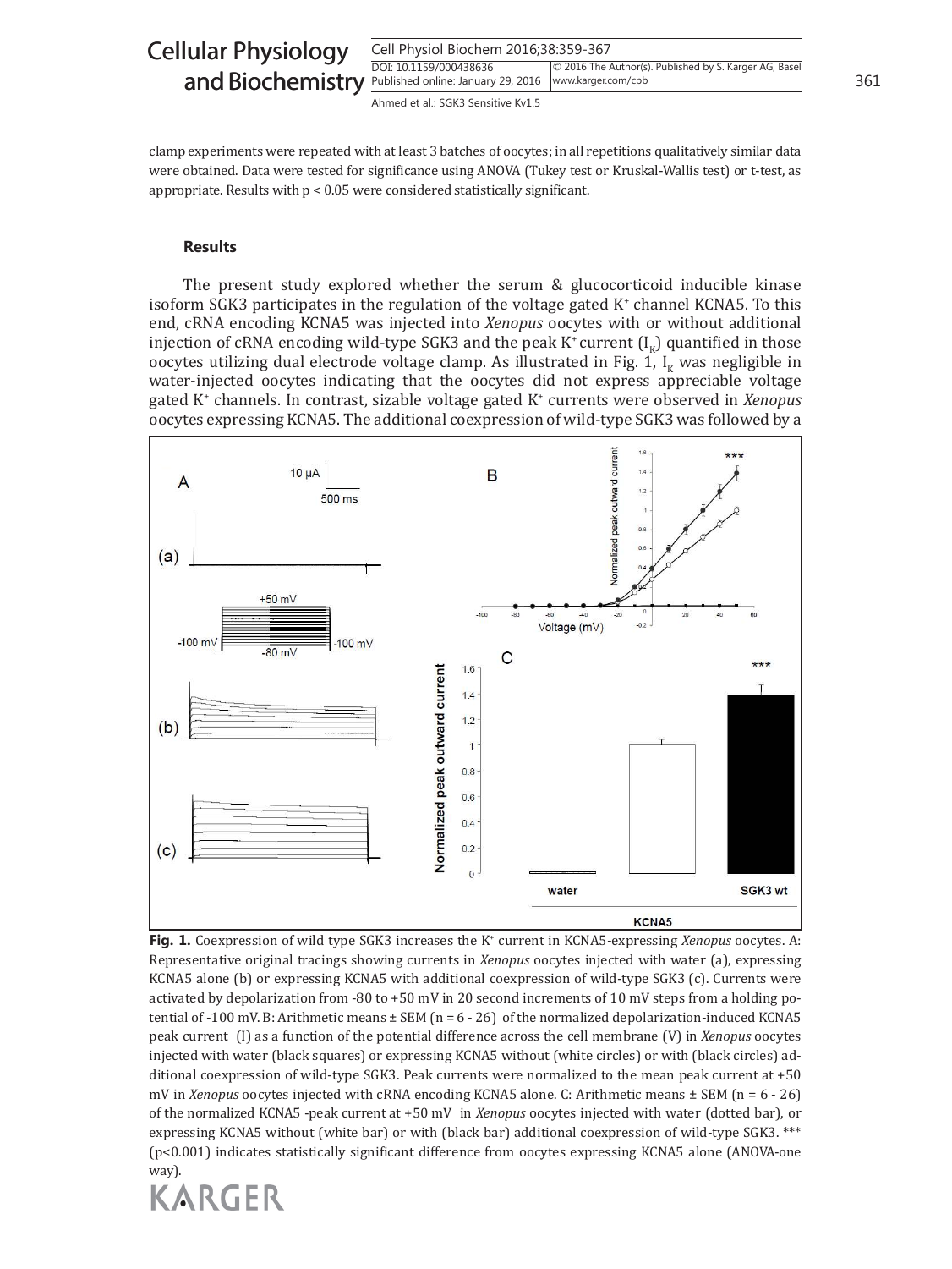clamp experiments were repeated with at least 3 batches of oocytes; in all repetitions qualitatively similar data were obtained. Data were tested for significance using ANOVA (Tukey test or Kruskal-Wallis test) or t-test, as appropriate. Results with $p < 0.05$ were considered statistically significant.

## Results

The present study explored whether the serum & glucocorticoid inducible kinase isoform SGK3 participates in the regulation of the voltage gated $K^+$ channel KCNA5. To this end, cRNA encoding KCNA5 was injected into *Xenopus* oocytes with or without additional injection of cRNA encoding wild-type SGK3 and the peak $K^+$ current ($I_K$) quantified in those oocytes utilizing dual electrode voltage clamp. As illustrated in Fig. 1, $I_K$ was negligible in water-injected oocytes indicating that the oocytes did not express appreciable voltage gated $K^+$ channels. In contrast, sizable voltage gated $K^+$ currents were observed in *Xenopus* oocytes expressing KCNA5. The additional coexpression of wild-type SGK3 was followed by a

**Fig. 1.** Coexpression of wild type SGK3 increases the $K^+$ current in KCNA5-expressing *Xenopus* oocytes. A: Representative original tracings showing currents in *Xenopus* oocytes injected with water (a), expressing KCNA5 alone (b) or expressing KCNA5 with additional coexpression of wild-type SGK3 (c). Currents were activated by depolarization from -80 to +50 mV in 20 second increments of 10 mV steps from a holding potential of -100 mV. B: Arithmetic means ± SEM (n = 6 - 26) of the normalized depolarization-induced KCNA5 peak current (I) as a function of the potential difference across the cell membrane (V) in *Xenopus* oocytes injected with water (black squares) or expressing KCNA5 without (white circles) or with (black circles) additional coexpression of wild-type SGK3. Peak currents were normalized to the mean peak current at +50 mV in *Xenopus* oocytes injected with cRNA encoding KCNA5 alone. C: Arithmetic means ± SEM (n = 6 - 26) of the normalized KCNA5 -peak current at +50 mV in *Xenopus* oocytes injected with water (dotted bar), or expressing KCNA5 without (white bar) or with (black bar) additional coexpression of wild-type SGK3. *** ($p<0.001$) indicates statistically significant difference from oocytes expressing KCNA5 alone (ANOVA-one way).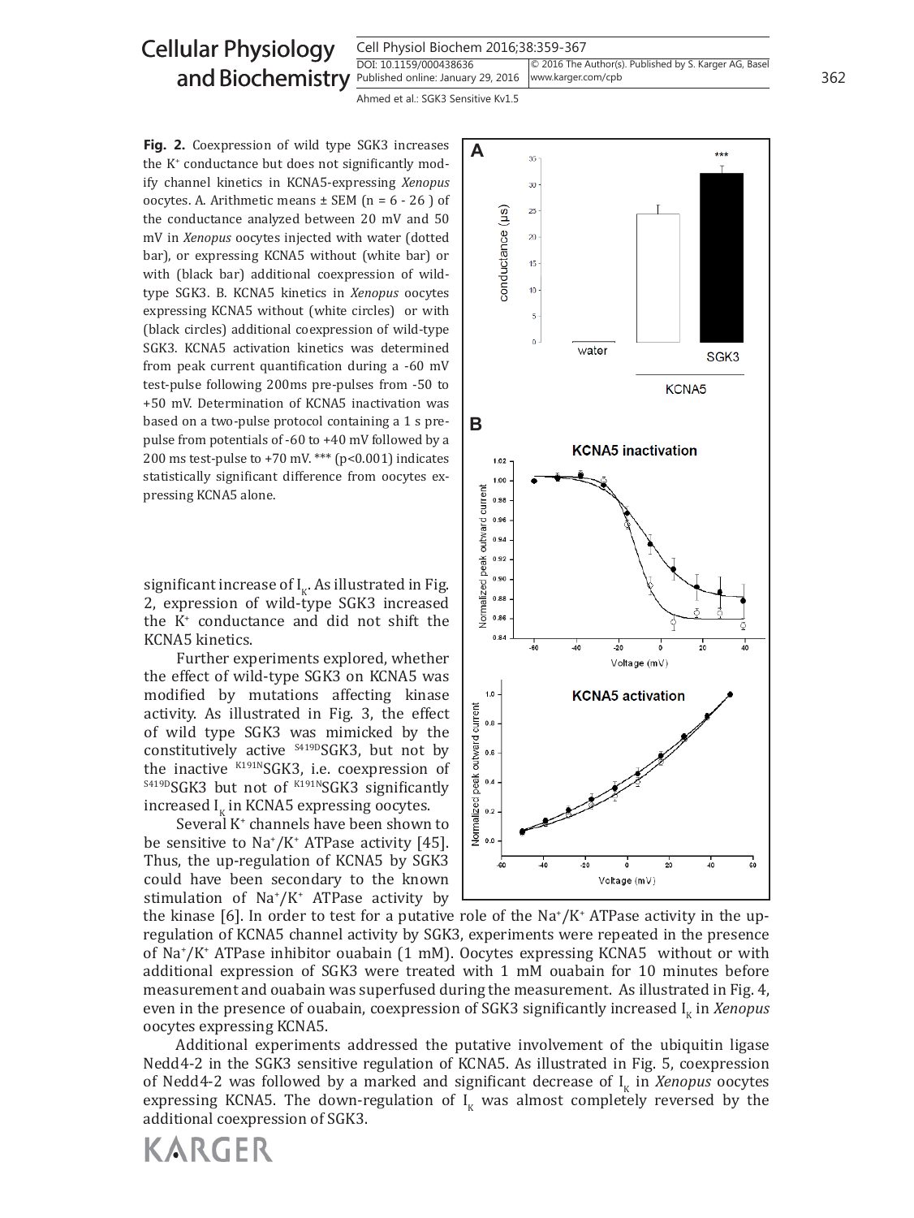**Fig. 2.** Coexpression of wild type SGK3 increases the $K^+$ conductance but does not significantly modify channel kinetics in KCNA5-expressing *Xenopus* oocytes. A. Arithmetic means ± SEM (n = 6 - 26 ) of the conductance analyzed between 20 mV and 50 mV in *Xenopus* oocytes injected with water (dotted bar), or expressing KCNA5 without (white bar) or with (black bar) additional coexpression of wild-type SGK3. B. KCNA5 kinetics in *Xenopus* oocytes expressing KCNA5 without (white circles) or with (black circles) additional coexpression of wild-type SGK3. KCNA5 activation kinetics was determined from peak current quantification during a -60 mV test-pulse following 200ms pre-pulses from -50 to +50 mV. Determination of KCNA5 inactivation was based on a two-pulse protocol containing a 1 s pre-pulse from potentials of -60 to +40 mV followed by a 200 ms test-pulse to +70 mV. *** ($p<0.001$) indicates statistically significant difference from oocytes expressing KCNA5 alone.

significant increase of $I_K$. As illustrated in Fig. 2, expression of wild-type SGK3 increased the $K^+$ conductance and did not shift the KCNA5 kinetics.

Further experiments explored, whether the effect of wild-type SGK3 on KCNA5 was modified by mutations affecting kinase activity. As illustrated in Fig. 3, the effect of wild type SGK3 was mimicked by the constitutively active $^{S419D}$SGK3, but not by the inactive $^{K191N}$SGK3, i.e. coexpression of $^{S419D}$SGK3 but not of $^{K191N}$SGK3 significantly increased $I_K$ in KCNA5 expressing oocytes.

Several $K^+$ channels have been shown to be sensitive to $Na^+/K^+$ ATPase activity [45]. Thus, the up-regulation of KCNA5 by SGK3 could have been secondary to the known stimulation of $Na^+/K^+$ ATPase activity by the kinase [6]. In order to test for a putative role of the $Na^+/K^+$ ATPase activity in the up-regulation of KCNA5 channel activity by SGK3, experiments were repeated in the presence of $Na^+/K^+$ ATPase inhibitor ouabain (1 mM). Oocytes expressing KCNA5 without or with additional expression of SGK3 were treated with 1 mM ouabain for 10 minutes before measurement and ouabain was superfused during the measurement. As illustrated in Fig. 4, even in the presence of ouabain, coexpression of SGK3 significantly increased $I_K$ in *Xenopus* oocytes expressing KCNA5.

Additional experiments addressed the putative involvement of the ubiquitin ligase Nedd4-2 in the SGK3 sensitive regulation of KCNA5. As illustrated in Fig. 5, coexpression of Nedd4-2 was followed by a marked and significant decrease of $I_K$ in *Xenopus* oocytes expressing KCNA5. The down-regulation of $I_K$ was almost completely reversed by the additional coexpression of SGK3.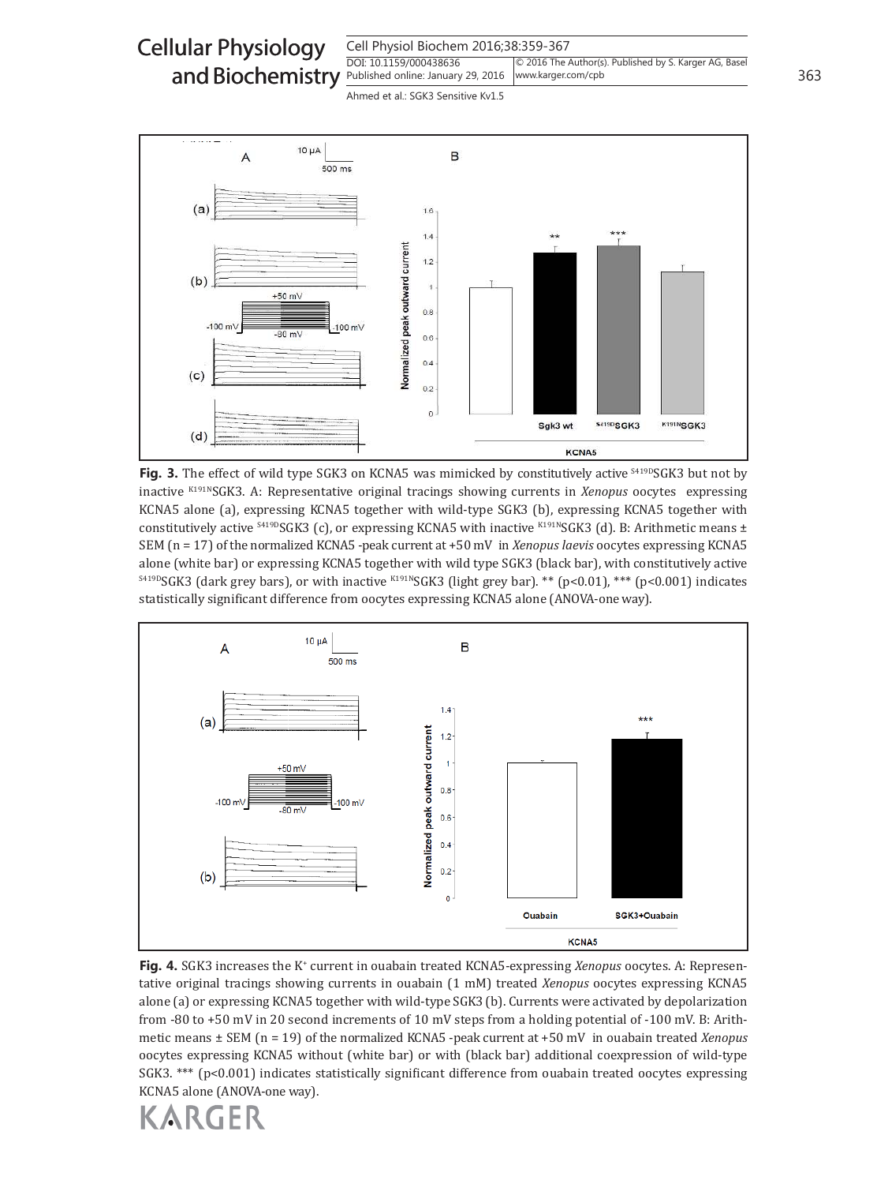**Fig. 3.** The effect of wild type SGK3 on KCNA5 was mimicked by constitutively active $^{S419D}$SGK3 but not by inactive $^{K191N}$SGK3. A: Representative original tracings showing currents in *Xenopus* oocytes expressing KCNA5 alone (a), expressing KCNA5 together with wild-type SGK3 (b), expressing KCNA5 together with constitutively active $^{S419D}$SGK3 (c), or expressing KCNA5 with inactive $^{K191N}$SGK3 (d). B: Arithmetic means ± SEM (n = 17) of the normalized KCNA5 -peak current at +50 mV in *Xenopus laevis* oocytes expressing KCNA5 alone (white bar) or expressing KCNA5 together with wild type SGK3 (black bar), with constitutively active $^{S419D}$SGK3 (dark grey bars), or with inactive $^{K191N}$SGK3 (light grey bar). ** (p<0.01), *** (p<0.001) indicates statistically significant difference from oocytes expressing KCNA5 alone (ANOVA-one way).

**Fig. 4.** SGK3 increases the $K^+$ current in ouabain treated KCNA5-expressing *Xenopus* oocytes. A: Representative original tracings showing currents in ouabain (1 mM) treated *Xenopus* oocytes expressing KCNA5 alone (a) or expressing KCNA5 together with wild-type SGK3 (b). Currents were activated by depolarization from -80 to +50 mV in 20 second increments of 10 mV steps from a holding potential of -100 mV. B: Arithmetic means ± SEM (n = 19) of the normalized KCNA5 -peak current at +50 mV in ouabain treated *Xenopus* oocytes expressing KCNA5 without (white bar) or with (black bar) additional coexpression of wild-type SGK3. *** (p<0.001) indicates statistically significant difference from ouabain treated oocytes expressing KCNA5 alone (ANOVA-one way).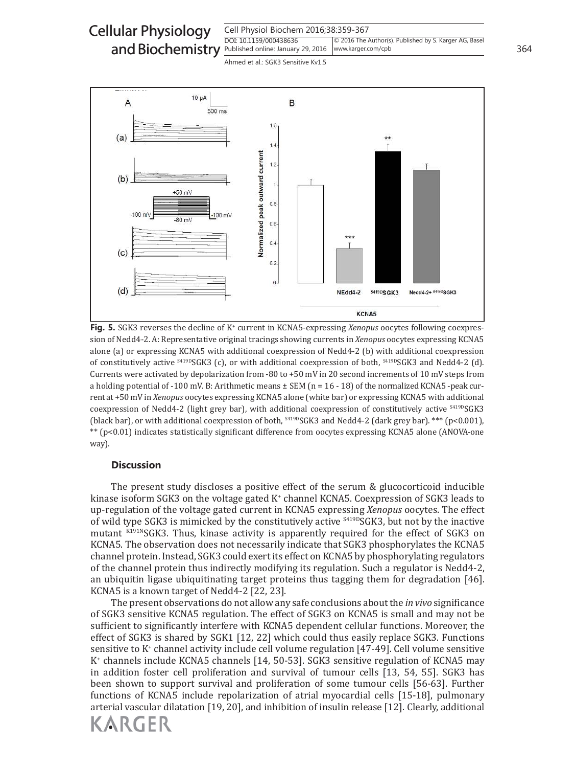**Fig. 5.** SGK3 reverses the decline of $K^+$ current in KCNA5-expressing *Xenopus* oocytes following coexpression of Nedd4-2. A: Representative original tracings showing currents in *Xenopus* oocytes expressing KCNA5 alone (a) or expressing KCNA5 with additional coexpression of Nedd4-2 (b) with additional coexpression of constitutively active $^{S419D}$SGK3 (c), or with additional coexpression of both, $^{S419D}$SGK3 and Nedd4-2 (d). Currents were activated by depolarization from -80 to +50 mV in 20 second increments of 10 mV steps from a holding potential of -100 mV. B: Arithmetic means ± SEM (n = 16 - 18) of the normalized KCNA5 -peak current at +50 mV in *Xenopus* oocytes expressing KCNA5 alone (white bar) or expressing KCNA5 with additional coexpression of Nedd4-2 (light grey bar), with additional coexpression of constitutively active $^{S419D}$SGK3 (black bar), or with additional coexpression of both, $^{S419D}$SGK3 and Nedd4-2 (dark grey bar). *** ($p<0.001$), ** ($p<0.01$) indicates statistically significant difference from oocytes expressing KCNA5 alone (ANOVA-one way).

## Discussion

The present study discloses a positive effect of the serum & glucocorticoid inducible kinase isoform SGK3 on the voltage gated $K^+$ channel KCNA5. Coexpression of SGK3 leads to up-regulation of the voltage gated current in KCNA5 expressing *Xenopus* oocytes. The effect of wild type SGK3 is mimicked by the constitutively active $^{S419D}$SGK3, but not by the inactive mutant $^{K191N}$SGK3. Thus, kinase activity is apparently required for the effect of SGK3 on KCNA5. The observation does not necessarily indicate that SGK3 phosphorylates the KCNA5 channel protein. Instead, SGK3 could exert its effect on KCNA5 by phosphorylating regulators of the channel protein thus indirectly modifying its regulation. Such a regulator is Nedd4-2, an ubiquitin ligase ubiquitinating target proteins thus tagging them for degradation [46]. KCNA5 is a known target of Nedd4-2 [22, 23].

The present observations do not allow any safe conclusions about the *in vivo* significance of SGK3 sensitive KCNA5 regulation. The effect of SGK3 on KCNA5 is small and may not be sufficient to significantly interfere with KCNA5 dependent cellular functions. Moreover, the effect of SGK3 is shared by SGK1 [12, 22] which could thus easily replace SGK3. Functions sensitive to $K^+$ channel activity include cell volume regulation [47-49]. Cell volume sensitive $K^+$ channels include KCNA5 channels [14, 50-53]. SGK3 sensitive regulation of KCNA5 may in addition foster cell proliferation and survival of tumour cells [13, 54, 55]. SGK3 has been shown to support survival and proliferation of some tumour cells [56-63]. Further functions of KCNA5 include repolarization of atrial myocardial cells [15-18], pulmonary arterial vascular dilatation [19, 20], and inhibition of insulin release [12]. Clearly, additional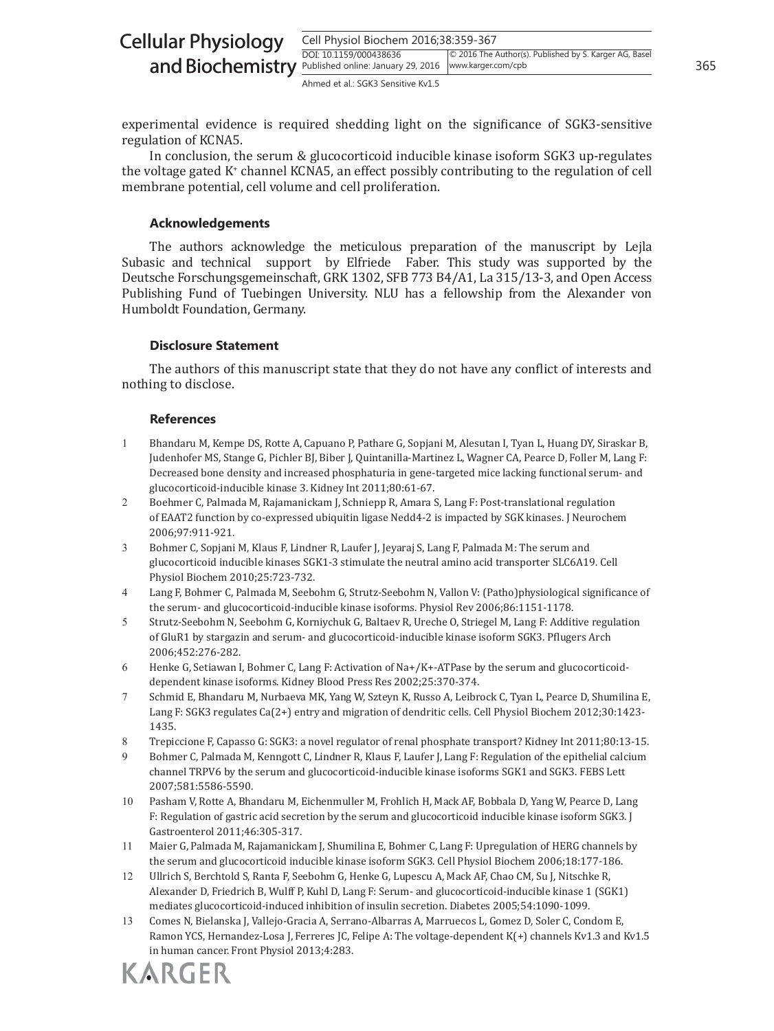experimental evidence is required shedding light on the significance of SGK3-sensitive regulation of KCNA5.

In conclusion, the serum & glucocorticoid inducible kinase isoform SGK3 up-regulates the voltage gated $K^+$ channel KCNA5, an effect possibly contributing to the regulation of cell membrane potential, cell volume and cell proliferation.

### Acknowledgements

The authors acknowledge the meticulous preparation of the manuscript by Lejla Subasic and technical support by Elfriede Faber. This study was supported by the Deutsche Forschungsgemeinschaft, GRK 1302, SFB 773 B4/A1, La 315/13-3, and Open Access Publishing Fund of Tuebingen University. NLU has a fellowship from the Alexander von Humboldt Foundation, Germany.

### Disclosure Statement

The authors of this manuscript state that they do not have any conflict of interests and nothing to disclose.

### References

1. Bhandaru M, Kempe DS, Rotte A, Capuano P, Pathare G, Sopjani M, Alesutan I, Tyan L, Huang DY, Siraskar B, Judenhofer MS, Stange G, Pichler BJ, Biber J, Quintanilla-Martinez L, Wagner CA, Pearce D, Foller M, Lang F: Decreased bone density and increased phosphaturia in gene-targeted mice lacking functional serum- and glucocorticoid-inducible kinase 3. Kidney Int 2011;80:61-67.
2. Boehmer C, Palmada M, Rajamanickam J, Schniepp R, Amara S, Lang F: Post-translational regulation of EAAT2 function by co-expressed ubiquitin ligase Nedd4-2 is impacted by SGK kinases. J Neurochem 2006;97:911-921.
3. Bohmer C, Sopjani M, Klaus F, Lindner R, Laufer J, Jeyaraj S, Lang F, Palmada M: The serum and glucocorticoid inducible kinases SGK1-3 stimulate the neutral amino acid transporter SLC6A19. Cell Physiol Biochem 2010;25:723-732.
4. Lang F, Bohmer C, Palmada M, Seebohm G, Strutz-Seebohm N, Vallon V: (Patho)physiological significance of the serum- and glucocorticoid-inducible kinase isoforms. Physiol Rev 2006;86:1151-1178.
5. Strutz-Seebohm N, Seebohm G, Korniychuk G, Baltaev R, Ureche O, Striegel M, Lang F: Additive regulation of GluR1 by stargazin and serum- and glucocorticoid-inducible kinase isoform SGK3. Pflugers Arch 2006;452:276-282.
6. Henke G, Setiawan I, Bohmer C, Lang F: Activation of Na+/K+-ATPase by the serum and glucocorticoid-dependent kinase isoforms. Kidney Blood Press Res 2002;25:370-374.
7. Schmid E, Bhandaru M, Nurbaeva MK, Yang W, Szteyn K, Russo A, Leibrock C, Tyan L, Pearce D, Shumilina E, Lang F: SGK3 regulates Ca(2+) entry and migration of dendritic cells. Cell Physiol Biochem 2012;30:1423-1435.
8. Trepiccione F, Capasso G: SGK3: a novel regulator of renal phosphate transport? Kidney Int 2011;80:13-15.
9. Bohmer C, Palmada M, Kenngott C, Lindner R, Klaus F, Laufer J, Lang F: Regulation of the epithelial calcium channel TRPV6 by the serum and glucocorticoid-inducible kinase isoforms SGK1 and SGK3. FEBS Lett 2007;581:5586-5590.
10. Pasham V, Rotte A, Bhandaru M, Eichenmuller M, Frohlich H, Mack AF, Bobbala D, Yang W, Pearce D, Lang F: Regulation of gastric acid secretion by the serum and glucocorticoid inducible kinase isoform SGK3. J Gastroenterol 2011;46:305-317.
11. Maier G, Palmada M, Rajamanickam J, Shumilina E, Bohmer C, Lang F: Upregulation of HERG channels by the serum and glucocorticoid inducible kinase isoform SGK3. Cell Physiol Biochem 2006;18:177-186.
12. Ullrich S, Berchtold S, Ranta F, Seebohm G, Henke G, Lupescu A, Mack AF, Chao CM, Su J, Nitschke R, Alexander D, Friedrich B, Wulff P, Kuhl D, Lang F: Serum- and glucocorticoid-inducible kinase 1 (SGK1) mediates glucocorticoid-induced inhibition of insulin secretion. Diabetes 2005;54:1090-1099.
13. Comes N, Bielanska J, Vallejo-Gracia A, Serrano-Albarras A, Marruecos L, Gomez D, Soler C, Condom E, Ramon YCS, Hernandez-Losa J, Ferreres JC, Felipe A: The voltage-dependent K(+) channels Kv1.3 and Kv1.5 in human cancer. Front Physiol 2013;4:283.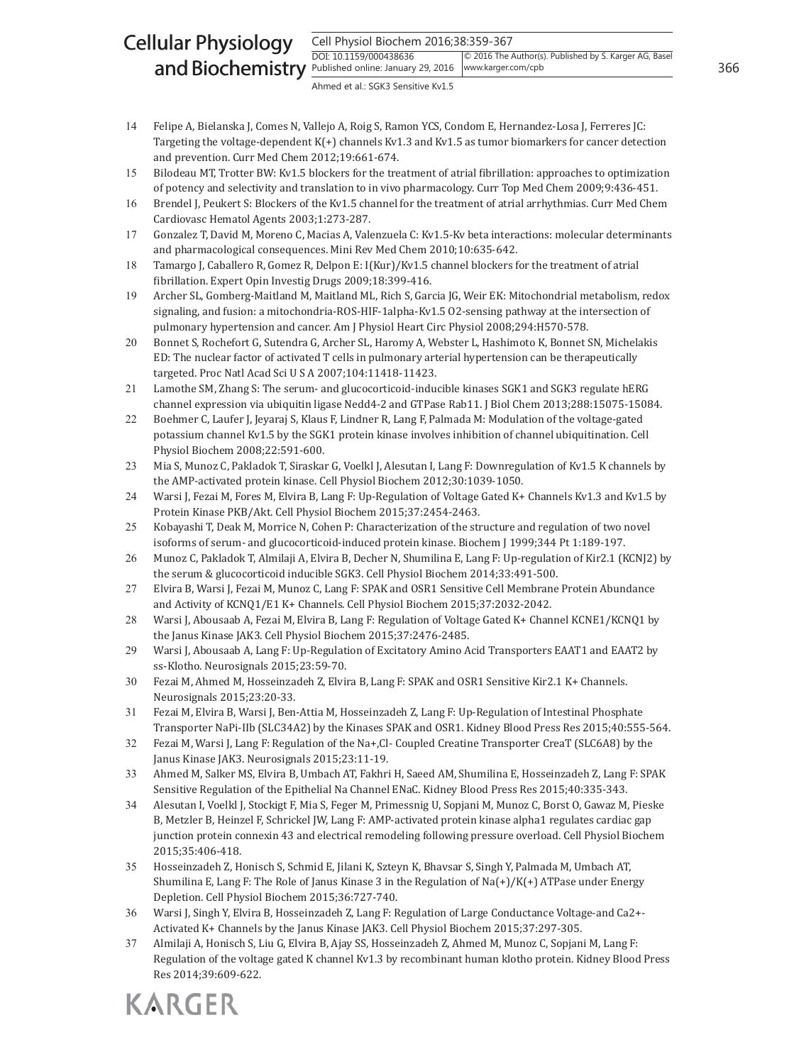14 Felipe A, Bielanska J, Comes N, Vallejo A, Roig S, Ramon YCS, Condom E, Hernandez-Losa J, Ferreres JC: Targeting the voltage-dependent K(+) channels Kv1.3 and Kv1.5 as tumor biomarkers for cancer detection and prevention. Curr Med Chem 2012;19:661-674.

15 Bilodeau MT, Trotter BW: Kv1.5 blockers for the treatment of atrial fibrillation: approaches to optimization of potency and selectivity and translation to in vivo pharmacology. Curr Top Med Chem 2009;9:436-451.

16 Brendel J, Peukert S: Blockers of the Kv1.5 channel for the treatment of atrial arrhythmias. Curr Med Chem Cardiovasc Hematol Agents 2003;1:273-287.

17 Gonzalez T, David M, Moreno C, Macias A, Valenzuela C: Kv1.5-Kv beta interactions: molecular determinants and pharmacological consequences. Mini Rev Med Chem 2010;10:635-642.

18 Tamargo J, Caballero R, Gomez R, Delpon E: I(Kur)/Kv1.5 channel blockers for the treatment of atrial fibrillation. Expert Opin Investig Drugs 2009;18:399-416.

19 Archer SL, Gomberg-Maitland M, Maitland ML, Rich S, Garcia JG, Weir EK: Mitochondrial metabolism, redox signaling, and fusion: a mitochondria-ROS-HIF-1alpha-Kv1.5 O2-sensing pathway at the intersection of pulmonary hypertension and cancer. Am J Physiol Heart Circ Physiol 2008;294:H570-578.

20 Bonnet S, Rochefort G, Sutendra G, Archer SL, Haromy A, Webster L, Hashimoto K, Bonnet SN, Michelakis ED: The nuclear factor of activated T cells in pulmonary arterial hypertension can be therapeutically targeted. Proc Natl Acad Sci U S A 2007;104:11418-11423.

21 Lamothe SM, Zhang S: The serum- and glucocorticoid-inducible kinases SGK1 and SGK3 regulate hERG channel expression via ubiquitin ligase Nedd4-2 and GTPase Rab11. J Biol Chem 2013;288:15075-15084.

22 Boehmer C, Laufer J, Jeyaraj S, Klaus F, Lindner R, Lang F, Palmada M: Modulation of the voltage-gated potassium channel Kv1.5 by the SGK1 protein kinase involves inhibition of channel ubiquitination. Cell Physiol Biochem 2008;22:591-600.

23 Mia S, Munoz C, Pakladok T, Siraskar G, Voelkl J, Alesutan I, Lang F: Downregulation of Kv1.5 K channels by the AMP-activated protein kinase. Cell Physiol Biochem 2012;30:1039-1050.

24 Warsi J, Fezai M, Fores M, Elvira B, Lang F: Up-Regulation of Voltage Gated K+ Channels Kv1.3 and Kv1.5 by Protein Kinase PKB/Akt. Cell Physiol Biochem 2015;37:2454-2463.

25 Kobayashi T, Deak M, Morrice N, Cohen P: Characterization of the structure and regulation of two novel isoforms of serum- and glucocorticoid-induced protein kinase. Biochem J 1999;344 Pt 1:189-197.

26 Munoz C, Pakladok T, Almilaji A, Elvira B, Decher N, Shumilina E, Lang F: Up-regulation of Kir2.1 (KCNJ2) by the serum & glucocorticoid inducible SGK3. Cell Physiol Biochem 2014;33:491-500.

27 Elvira B, Warsi J, Fezai M, Munoz C, Lang F: SPAK and OSR1 Sensitive Cell Membrane Protein Abundance and Activity of KCNQ1/E1 K+ Channels. Cell Physiol Biochem 2015;37:2032-2042.

28 Warsi J, Abousaab A, Fezai M, Elvira B, Lang F: Regulation of Voltage Gated K+ Channel KCNE1/KCNQ1 by the Janus Kinase JAK3. Cell Physiol Biochem 2015;37:2476-2485.

29 Warsi J, Abousaab A, Lang F: Up-Regulation of Excitatory Amino Acid Transporters EAAT1 and EAAT2 by ss-Klotho. Neurosignals 2015;23:59-70.

30 Fezai M, Ahmed M, Hosseinzadeh Z, Elvira B, Lang F: SPAK and OSR1 Sensitive Kir2.1 K+ Channels. Neurosignals 2015;23:20-33.

31 Fezai M, Elvira B, Warsi J, Ben-Attia M, Hosseinzadeh Z, Lang F: Up-Regulation of Intestinal Phosphate Transporter NaPi-IIb (SLC34A2) by the Kinases SPAK and OSR1. Kidney Blood Press Res 2015;40:555-564.

32 Fezai M, Warsi J, Lang F: Regulation of the Na+,Cl- Coupled Creatine Transporter CreaT (SLC6A8) by the Janus Kinase JAK3. Neurosignals 2015;23:11-19.

33 Ahmed M, Salker MS, Elvira B, Umbach AT, Fakhri H, Saeed AM, Shumilina E, Hosseinzadeh Z, Lang F: SPAK Sensitive Regulation of the Epithelial Na Channel ENaC. Kidney Blood Press Res 2015;40:335-343.

34 Alesutan I, Voelkl J, Stockigt F, Mia S, Feger M, Primessnig U, Sopjani M, Munoz C, Borst O, Gawaz M, Pieske B, Metzler B, Heinzel F, Schrickel JW, Lang F: AMP-activated protein kinase alpha1 regulates cardiac gap junction protein connexin 43 and electrical remodeling following pressure overload. Cell Physiol Biochem 2015;35:406-418.

35 Hosseinzadeh Z, Honisch S, Schmid E, Jilani K, Szteyn K, Bhavsar S, Singh Y, Palmada M, Umbach AT, Shumilina E, Lang F: The Role of Janus Kinase 3 in the Regulation of Na(+)/K(+) ATPase under Energy Depletion. Cell Physiol Biochem 2015;36:727-740.

36 Warsi J, Singh Y, Elvira B, Hosseinzadeh Z, Lang F: Regulation of Large Conductance Voltage-and Ca2+-Activated K+ Channels by the Janus Kinase JAK3. Cell Physiol Biochem 2015;37:297-305.

37 Almilaji A, Honisch S, Liu G, Elvira B, Ajay SS, Hosseinzadeh Z, Ahmed M, Munoz C, Sopjani M, Lang F: Regulation of the voltage gated K channel Kv1.3 by recombinant human klotho protein. Kidney Blood Press Res 2014;39:609-622.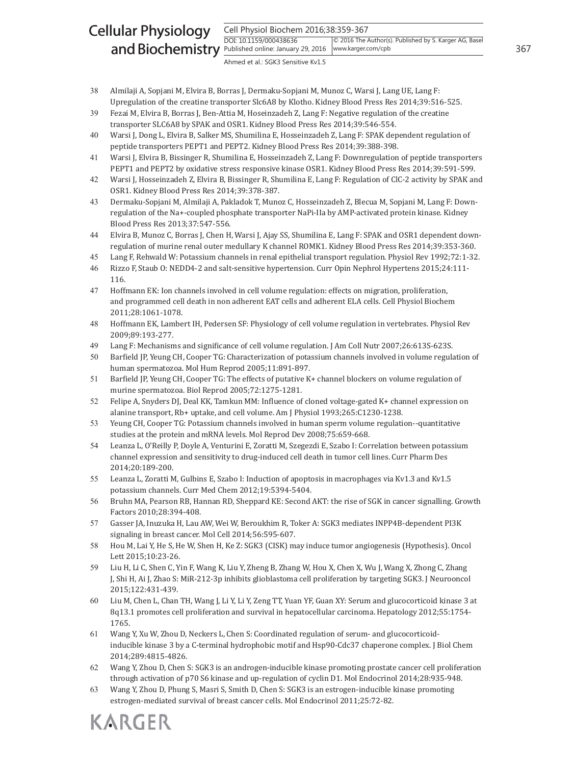38 Almilaji A, Sopjani M, Elvira B, Borras J, Dermaku-Sopjani M, Munoz C, Warsi J, Lang UE, Lang F: Upregulation of the creatine transporter Slc6A8 by Klotho. Kidney Blood Press Res 2014;39:516-525.

39 Fezai M, Elvira B, Borras J, Ben-Attia M, Hoseinzadeh Z, Lang F: Negative regulation of the creatine transporter SLC6A8 by SPAK and OSR1. Kidney Blood Press Res 2014;39:546-554.

40 Warsi J, Dong L, Elvira B, Salker MS, Shumilina E, Hosseinzadeh Z, Lang F: SPAK dependent regulation of peptide transporters PEPT1 and PEPT2. Kidney Blood Press Res 2014;39:388-398.

41 Warsi J, Elvira B, Bissinger R, Shumilina E, Hosseinzadeh Z, Lang F: Downregulation of peptide transporters PEPT1 and PEPT2 by oxidative stress responsive kinase OSR1. Kidney Blood Press Res 2014;39:591-599.

42 Warsi J, Hosseinzadeh Z, Elvira B, Bissinger R, Shumilina E, Lang F: Regulation of ClC-2 activity by SPAK and OSR1. Kidney Blood Press Res 2014;39:378-387.

43 Dermaku-Sopjani M, Almilaji A, Pakladok T, Munoz C, Hosseinzadeh Z, Blecua M, Sopjani M, Lang F: Down-regulation of the Na+-coupled phosphate transporter NaPi-IIa by AMP-activated protein kinase. Kidney Blood Press Res 2013;37:547-556.

44 Elvira B, Munoz C, Borras J, Chen H, Warsi J, Ajay SS, Shumilina E, Lang F: SPAK and OSR1 dependent down-regulation of murine renal outer medullary K channel ROMK1. Kidney Blood Press Res 2014;39:353-360.

45 Lang F, Rehwald W: Potassium channels in renal epithelial transport regulation. Physiol Rev 1992;72:1-32.

46 Rizzo F, Staub O: NEDD4-2 and salt-sensitive hypertension. Curr Opin Nephrol Hypertens 2015;24:111-116.

47 Hoffmann EK: Ion channels involved in cell volume regulation: effects on migration, proliferation, and programmed cell death in non adherent EAT cells and adherent ELA cells. Cell Physiol Biochem 2011;28:1061-1078.

48 Hoffmann EK, Lambert IH, Pedersen SF: Physiology of cell volume regulation in vertebrates. Physiol Rev 2009;89:193-277.

49 Lang F: Mechanisms and significance of cell volume regulation. J Am Coll Nutr 2007;26:613S-623S.

50 Barfield JP, Yeung CH, Cooper TG: Characterization of potassium channels involved in volume regulation of human spermatozoa. Mol Hum Reprod 2005;11:891-897.

51 Barfield JP, Yeung CH, Cooper TG: The effects of putative K+ channel blockers on volume regulation of murine spermatozoa. Biol Reprod 2005;72:1275-1281.

52 Felipe A, Snyders DJ, Deal KK, Tamkun MM: Influence of cloned voltage-gated K+ channel expression on alanine transport, Rb+ uptake, and cell volume. Am J Physiol 1993;265:C1230-1238.

53 Yeung CH, Cooper TG: Potassium channels involved in human sperm volume regulation--quantitative studies at the protein and mRNA levels. Mol Reprod Dev 2008;75:659-668.

54 Leanza L, O'Reilly P, Doyle A, Venturini E, Zoratti M, Szegezdi E, Szabo I: Correlation between potassium channel expression and sensitivity to drug-induced cell death in tumor cell lines. Curr Pharm Des 2014;20:189-200.

55 Leanza L, Zoratti M, Gulbins E, Szabo I: Induction of apoptosis in macrophages via Kv1.3 and Kv1.5 potassium channels. Curr Med Chem 2012;19:5394-5404.

56 Bruhn MA, Pearson RB, Hannan RD, Sheppard KE: Second AKT: the rise of SGK in cancer signalling. Growth Factors 2010;28:394-408.

57 Gasser JA, Inuzuka H, Lau AW, Wei W, Beroukhim R, Toker A: SGK3 mediates INPP4B-dependent PI3K signaling in breast cancer. Mol Cell 2014;56:595-607.

58 Hou M, Lai Y, He S, He W, Shen H, Ke Z: SGK3 (CISK) may induce tumor angiogenesis (Hypothesis). Oncol Lett 2015;10:23-26.

59 Liu H, Li C, Shen C, Yin F, Wang K, Liu Y, Zheng B, Zhang W, Hou X, Chen X, Wu J, Wang X, Zhong C, Zhang J, Shi H, Ai J, Zhao S: MiR-212-3p inhibits glioblastoma cell proliferation by targeting SGK3. J Neurooncol 2015;122:431-439.

60 Liu M, Chen L, Chan TH, Wang J, Li Y, Li Y, Zeng TT, Yuan YF, Guan XY: Serum and glucocorticoid kinase 3 at 8q13.1 promotes cell proliferation and survival in hepatocellular carcinoma. Hepatology 2012;55:1754-1765.

61 Wang Y, Xu W, Zhou D, Neckers L, Chen S: Coordinated regulation of serum- and glucocorticoid-inducible kinase 3 by a C-terminal hydrophobic motif and Hsp90-Cdc37 chaperone complex. J Biol Chem 2014;289:4815-4826.

62 Wang Y, Zhou D, Chen S: SGK3 is an androgen-inducible kinase promoting prostate cancer cell proliferation through activation of p70 S6 kinase and up-regulation of cyclin D1. Mol Endocrinol 2014;28:935-948.

63 Wang Y, Zhou D, Phung S, Masri S, Smith D, Chen S: SGK3 is an estrogen-inducible kinase promoting estrogen-mediated survival of breast cancer cells. Mol Endocrinol 2011;25:72-82.